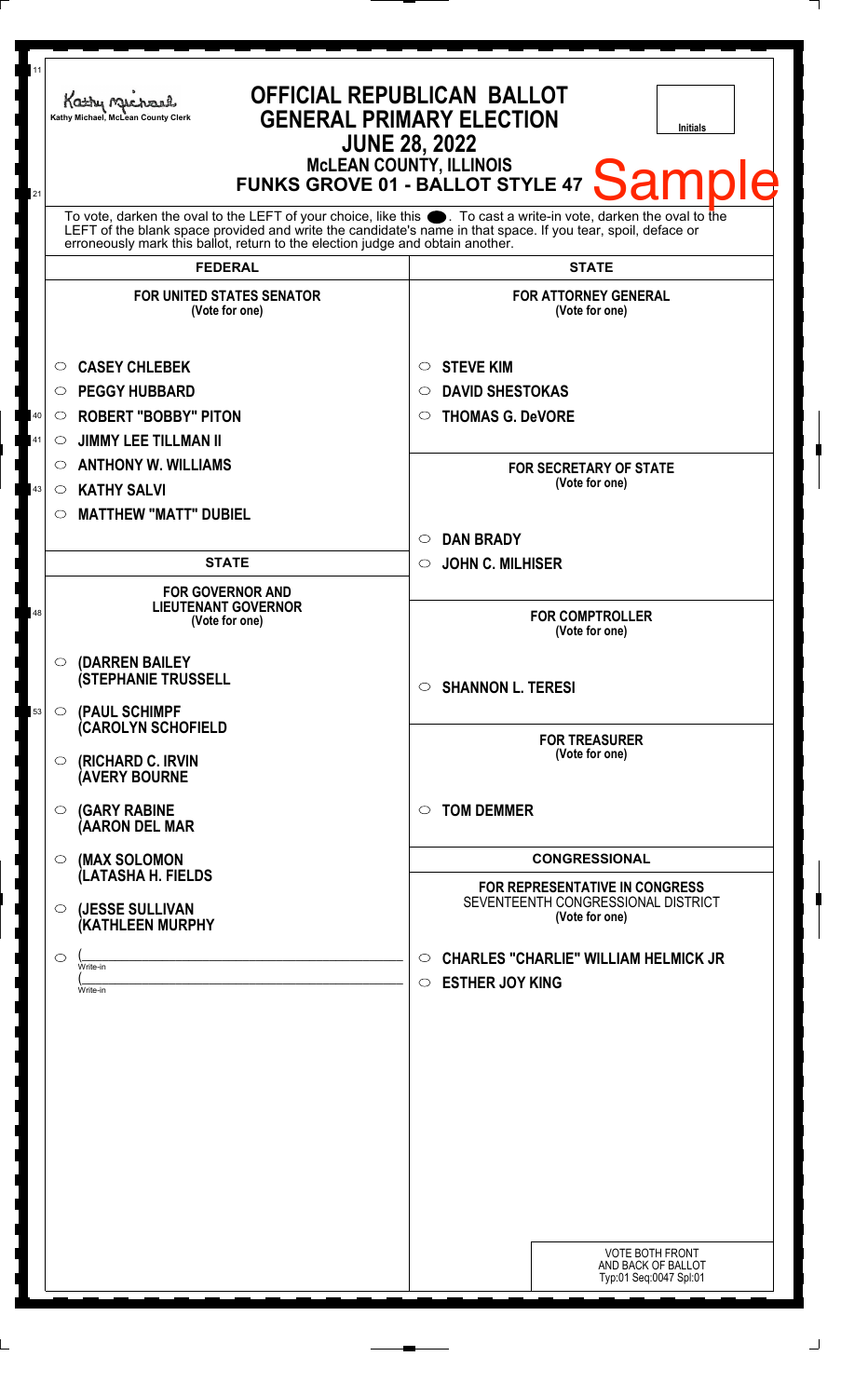Kathy Michael, McLean County Clerk

# OFFICIAL REPUBLICAN BALLOT
## GENERAL PRIMARY ELECTION
## JUNE 28, 2022
### McLEAN COUNTY, ILLINOIS
### FUNKS GROVE 01 - BALLOT STYLE 47

**Sample**

Initials

To vote, darken the oval to the LEFT of your choice, like this ●. To cast a write-in vote, darken the oval to the LEFT of the blank space provided and write the candidate's name in that space. If you tear, spoil, deface or erroneously mark this ballot, return to the election judge and obtain another.

## FEDERAL

**FOR UNITED STATES SENATOR**
(Vote for one)

- ○ CASEY CHLEBEK
- ○ PEGGY HUBBARD
- ○ ROBERT "BOBBY" PITON
- ○ JIMMY LEE TILLMAN II
- ○ ANTHONY W. WILLIAMS
- ○ KATHY SALVI
- ○ MATTHEW "MATT" DUBIEL

## STATE

**FOR GOVERNOR AND LIEUTENANT GOVERNOR**
(Vote for one)

- ○ (DARREN BAILEY (STEPHANIE TRUSSELL
- ○ (PAUL SCHIMPF (CAROLYN SCHOFIELD
- ○ (RICHARD C. IRVIN (AVERY BOURNE
- ○ (GARY RABINE (AARON DEL MAR
- ○ (MAX SOLOMON (LATASHA H. FIELDS
- ○ (JESSE SULLIVAN (KATHLEEN MURPHY
- ○ (\_\_\_\_\_\_\_\_\_\_ Write-in
  (\_\_\_\_\_\_\_\_\_\_ Write-in

## STATE

**FOR ATTORNEY GENERAL**
(Vote for one)

- ○ STEVE KIM
- ○ DAVID SHESTOKAS
- ○ THOMAS G. DeVORE

**FOR SECRETARY OF STATE**
(Vote for one)

- ○ DAN BRADY
- ○ JOHN C. MILHISER

**FOR COMPTROLLER**
(Vote for one)

- ○ SHANNON L. TERESI

**FOR TREASURER**
(Vote for one)

- ○ TOM DEMMER

## CONGRESSIONAL

**FOR REPRESENTATIVE IN CONGRESS**
SEVENTEENTH CONGRESSIONAL DISTRICT
(Vote for one)

- ○ CHARLES "CHARLIE" WILLIAM HELMICK JR
- ○ ESTHER JOY KING

VOTE BOTH FRONT AND BACK OF BALLOT
Typ:01 Seq:0047 Spl:01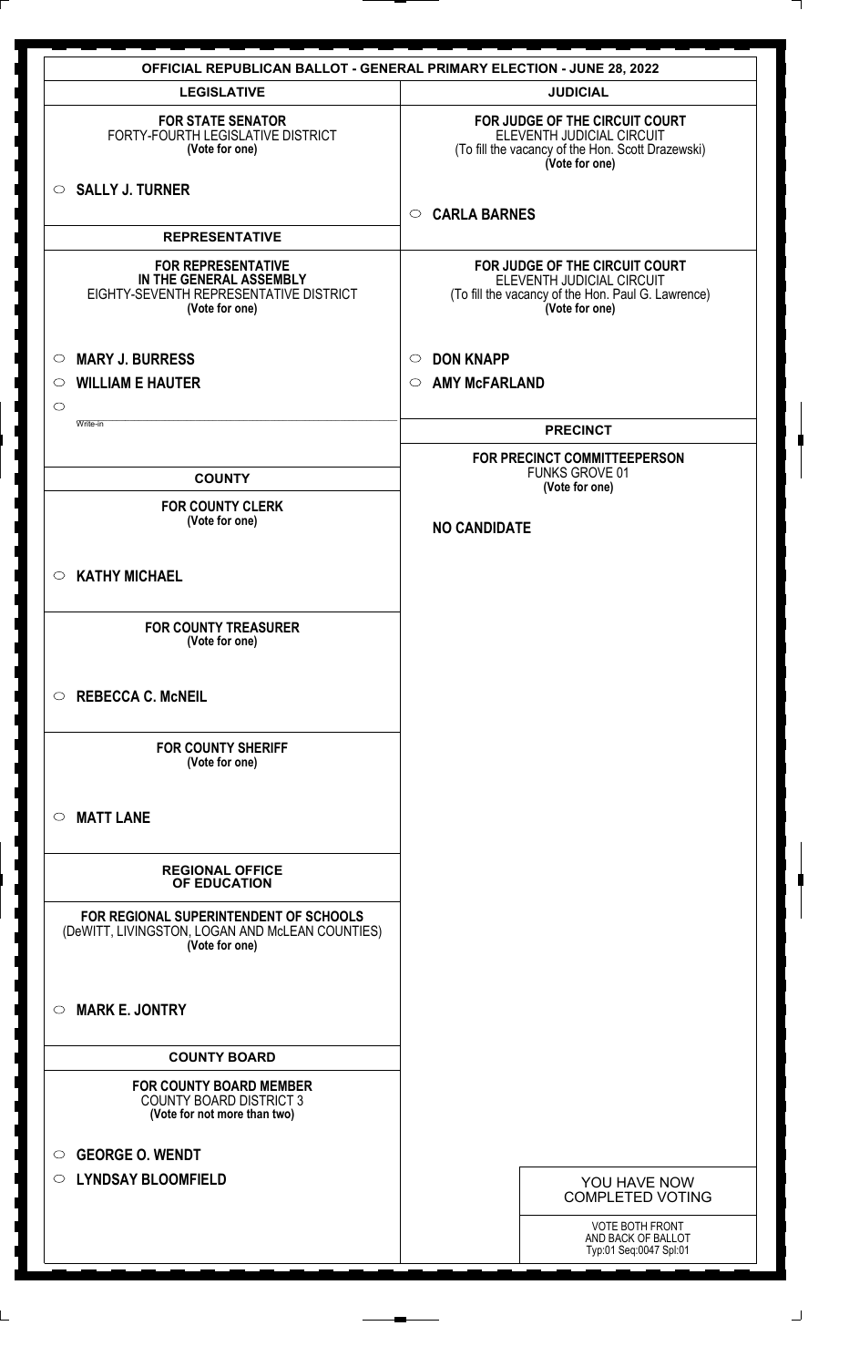## OFFICIAL REPUBLICAN BALLOT - GENERAL PRIMARY ELECTION - JUNE 28, 2022

### LEGISLATIVE

**FOR STATE SENATOR**
FORTY-FOURTH LEGISLATIVE DISTRICT
**(Vote for one)**

○ **SALLY J. TURNER**

### REPRESENTATIVE

**FOR REPRESENTATIVE IN THE GENERAL ASSEMBLY**
EIGHTY-SEVENTH REPRESENTATIVE DISTRICT
**(Vote for one)**

○ **MARY J. BURRESS**
○ **WILLIAM E HAUTER**
○ _______________ Write-in

### COUNTY

**FOR COUNTY CLERK**
**(Vote for one)**

○ **KATHY MICHAEL**

**FOR COUNTY TREASURER**
**(Vote for one)**

○ **REBECCA C. McNEIL**

**FOR COUNTY SHERIFF**
**(Vote for one)**

○ **MATT LANE**

### REGIONAL OFFICE OF EDUCATION

**FOR REGIONAL SUPERINTENDENT OF SCHOOLS**
(DeWITT, LIVINGSTON, LOGAN AND McLEAN COUNTIES)
**(Vote for one)**

○ **MARK E. JONTRY**

### COUNTY BOARD

**FOR COUNTY BOARD MEMBER**
COUNTY BOARD DISTRICT 3
**(Vote for not more than two)**

○ **GEORGE O. WENDT**
○ **LYNDSAY BLOOMFIELD**

### JUDICIAL

**FOR JUDGE OF THE CIRCUIT COURT**
ELEVENTH JUDICIAL CIRCUIT
(To fill the vacancy of the Hon. Scott Drazewski)
**(Vote for one)**

○ **CARLA BARNES**

**FOR JUDGE OF THE CIRCUIT COURT**
ELEVENTH JUDICIAL CIRCUIT
(To fill the vacancy of the Hon. Paul G. Lawrence)
**(Vote for one)**

○ **DON KNAPP**
○ **AMY McFARLAND**

### PRECINCT

**FOR PRECINCT COMMITTEEPERSON**
FUNKS GROVE 01
**(Vote for one)**

**NO CANDIDATE**

YOU HAVE NOW COMPLETED VOTING

VOTE BOTH FRONT AND BACK OF BALLOT
Typ:01 Seq:0047 Spl:01